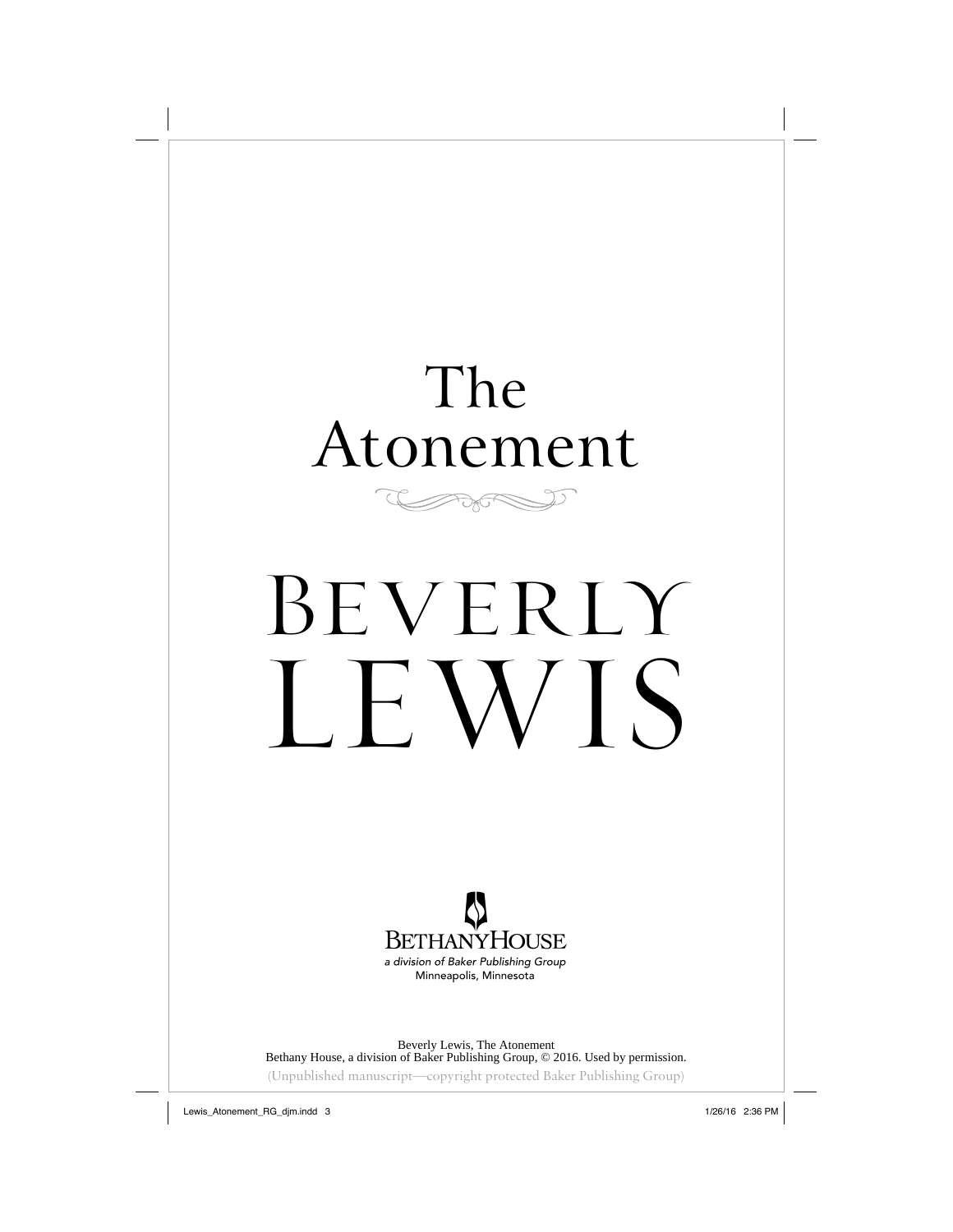# The Atonement

# BEVERLY LEWIS

BETHANYHOUSE

*a division of Baker Publishing Group*

Minneapolis, Minnesota

Beverly Lewis, The Atonement
Bethany House, a division of Baker Publishing Group, © 2016. Used by permission.

(Unpublished manuscript—copyright protected Baker Publishing Group)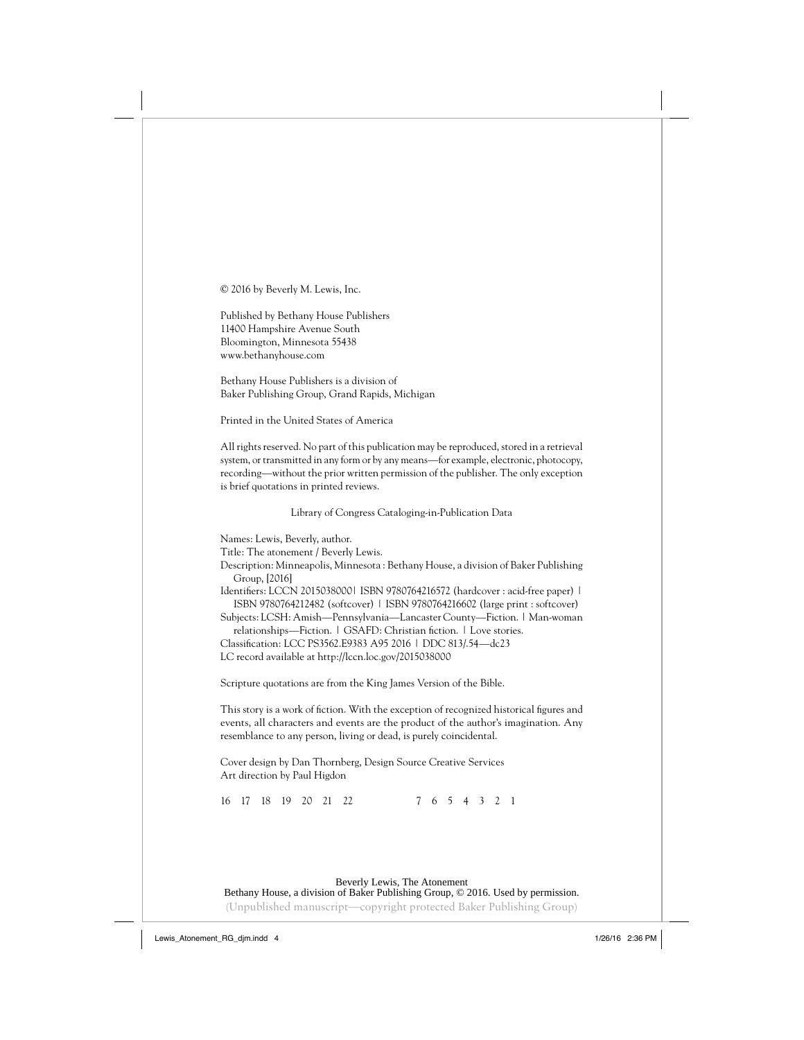© 2016 by Beverly M. Lewis, Inc.

Published by Bethany House Publishers
11400 Hampshire Avenue South
Bloomington, Minnesota 55438
www.bethanyhouse.com

Bethany House Publishers is a division of
Baker Publishing Group, Grand Rapids, Michigan

Printed in the United States of America

All rights reserved. No part of this publication may be reproduced, stored in a retrieval system, or transmitted in any form or by any means—for example, electronic, photocopy, recording—without the prior written permission of the publisher. The only exception is brief quotations in printed reviews.

Library of Congress Cataloging-in-Publication Data

Names: Lewis, Beverly, author.
Title: The atonement / Beverly Lewis.
Description: Minneapolis, Minnesota : Bethany House, a division of Baker Publishing Group, [2016]
Identifiers: LCCN 2015038000| ISBN 9780764216572 (hardcover : acid-free paper) | ISBN 9780764212482 (softcover) | ISBN 9780764216602 (large print : softcover)
Subjects: LCSH: Amish—Pennsylvania—Lancaster County—Fiction. | Man-woman relationships—Fiction. | GSAFD: Christian fiction. | Love stories.
Classification: LCC PS3562.E9383 A95 2016 | DDC 813/.54—dc23
LC record available at http://lccn.loc.gov/2015038000

Scripture quotations are from the King James Version of the Bible.

This story is a work of fiction. With the exception of recognized historical figures and events, all characters and events are the product of the author's imagination. Any resemblance to any person, living or dead, is purely coincidental.

Cover design by Dan Thornberg, Design Source Creative Services
Art direction by Paul Higdon

16 17 18 19 20 21 22 7 6 5 4 3 2 1

Beverly Lewis, The Atonement
Bethany House, a division of Baker Publishing Group, © 2016. Used by permission.
(Unpublished manuscript—copyright protected Baker Publishing Group)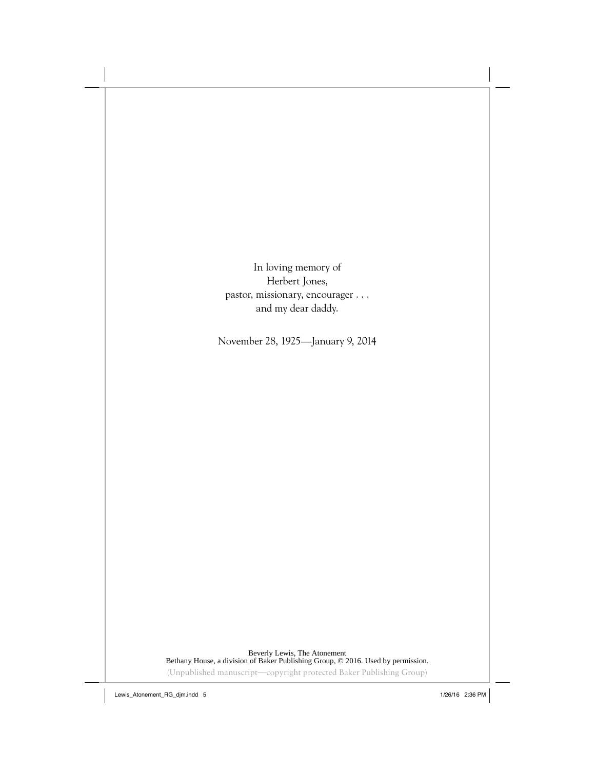In loving memory of
Herbert Jones,
pastor, missionary, encourager . . .
and my dear daddy.

November 28, 1925—January 9, 2014

Beverly Lewis, The Atonement
Bethany House, a division of Baker Publishing Group, © 2016. Used by permission.
(Unpublished manuscript—copyright protected Baker Publishing Group)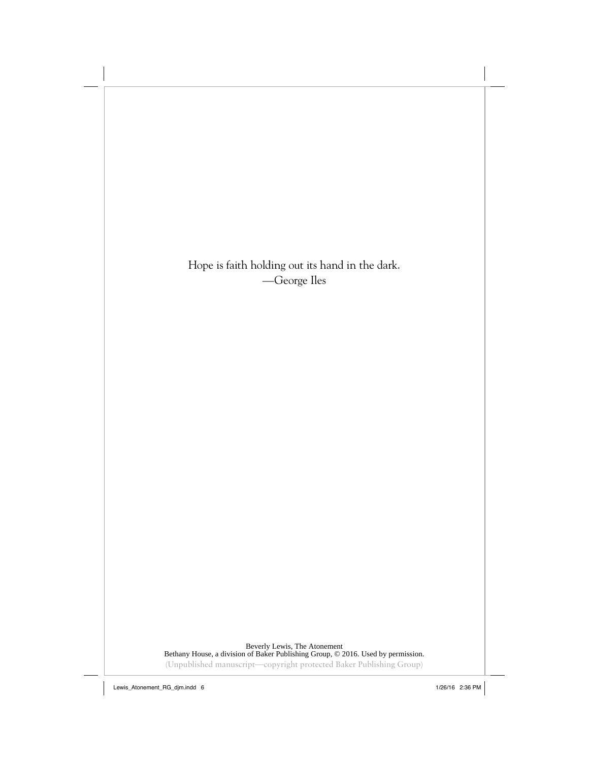Hope is faith holding out its hand in the dark.
—George Iles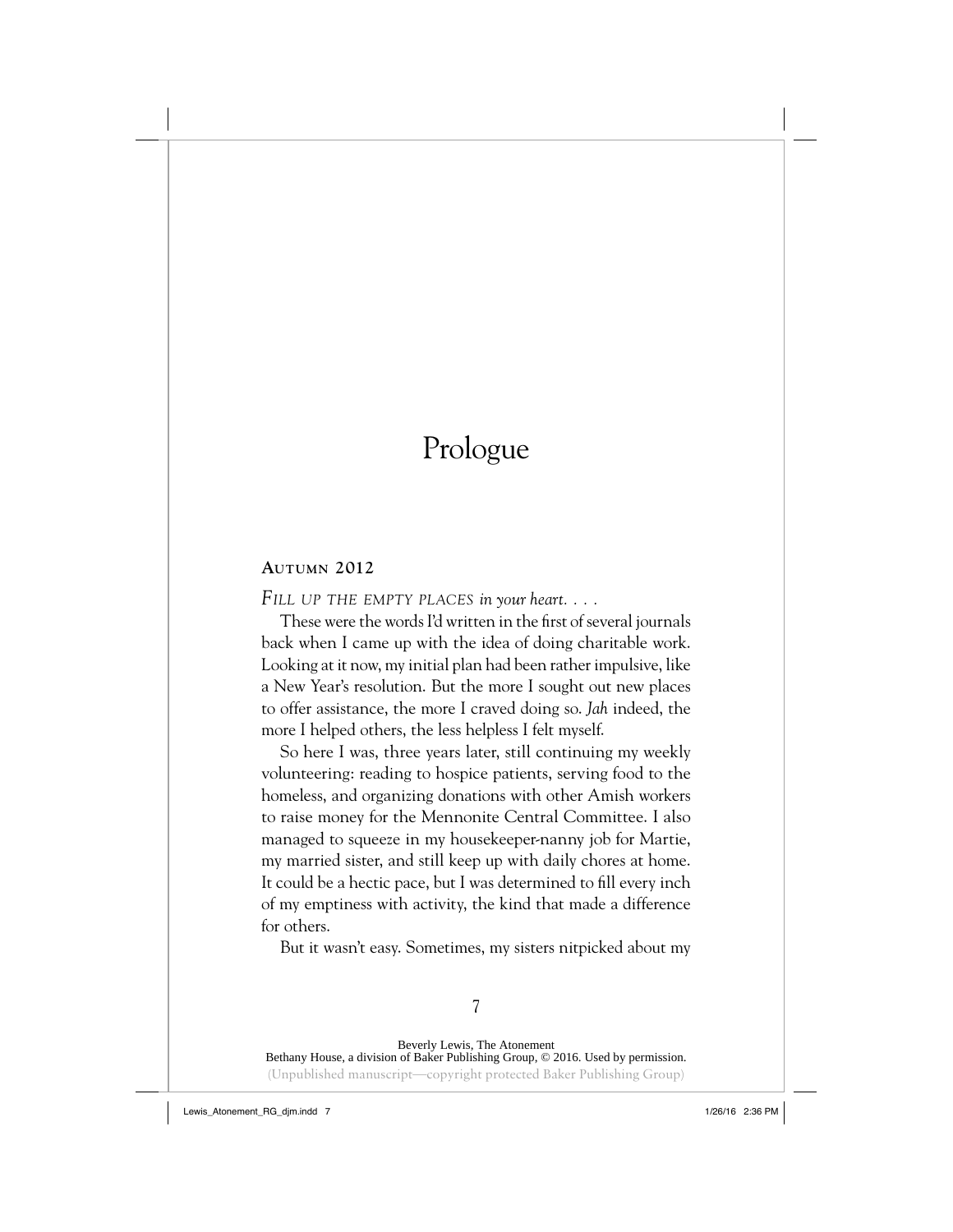# Prologue

**Autumn 2012**

*Fill up the empty places in your heart. . . .*

These were the words I'd written in the first of several journals back when I came up with the idea of doing charitable work. Looking at it now, my initial plan had been rather impulsive, like a New Year's resolution. But the more I sought out new places to offer assistance, the more I craved doing so. *Jah* indeed, the more I helped others, the less helpless I felt myself.

So here I was, three years later, still continuing my weekly volunteering: reading to hospice patients, serving food to the homeless, and organizing donations with other Amish workers to raise money for the Mennonite Central Committee. I also managed to squeeze in my housekeeper-nanny job for Martie, my married sister, and still keep up with daily chores at home. It could be a hectic pace, but I was determined to fill every inch of my emptiness with activity, the kind that made a difference for others.

But it wasn't easy. Sometimes, my sisters nitpicked about my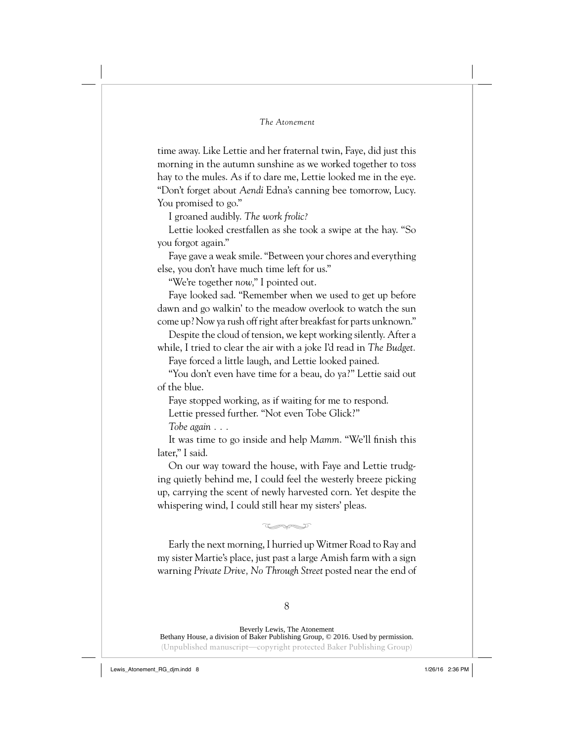time away. Like Lettie and her fraternal twin, Faye, did just this morning in the autumn sunshine as we worked together to toss hay to the mules. As if to dare me, Lettie looked me in the eye. "Don't forget about *Aendi* Edna's canning bee tomorrow, Lucy. You promised to go."

I groaned audibly. *The work frolic?*

Lettie looked crestfallen as she took a swipe at the hay. "So you forgot again."

Faye gave a weak smile. "Between your chores and everything else, you don't have much time left for us."

"We're together *now*," I pointed out.

Faye looked sad. "Remember when we used to get up before dawn and go walkin' to the meadow overlook to watch the sun come up? Now ya rush off right after breakfast for parts unknown."

Despite the cloud of tension, we kept working silently. After a while, I tried to clear the air with a joke I'd read in *The Budget.*

Faye forced a little laugh, and Lettie looked pained.

"You don't even have time for a beau, do ya?" Lettie said out of the blue.

Faye stopped working, as if waiting for me to respond.

Lettie pressed further. "Not even Tobe Glick?"

*Tobe again . . .*

It was time to go inside and help *Mamm*. "We'll finish this later," I said.

On our way toward the house, with Faye and Lettie trudging quietly behind me, I could feel the westerly breeze picking up, carrying the scent of newly harvested corn. Yet despite the whispering wind, I could still hear my sisters' pleas.

---

Early the next morning, I hurried up Witmer Road to Ray and my sister Martie's place, just past a large Amish farm with a sign warning *Private Drive, No Through Street* posted near the end of

Beverly Lewis, The Atonement
Bethany House, a division of Baker Publishing Group, © 2016. Used by permission.
(Unpublished manuscript—copyright protected Baker Publishing Group)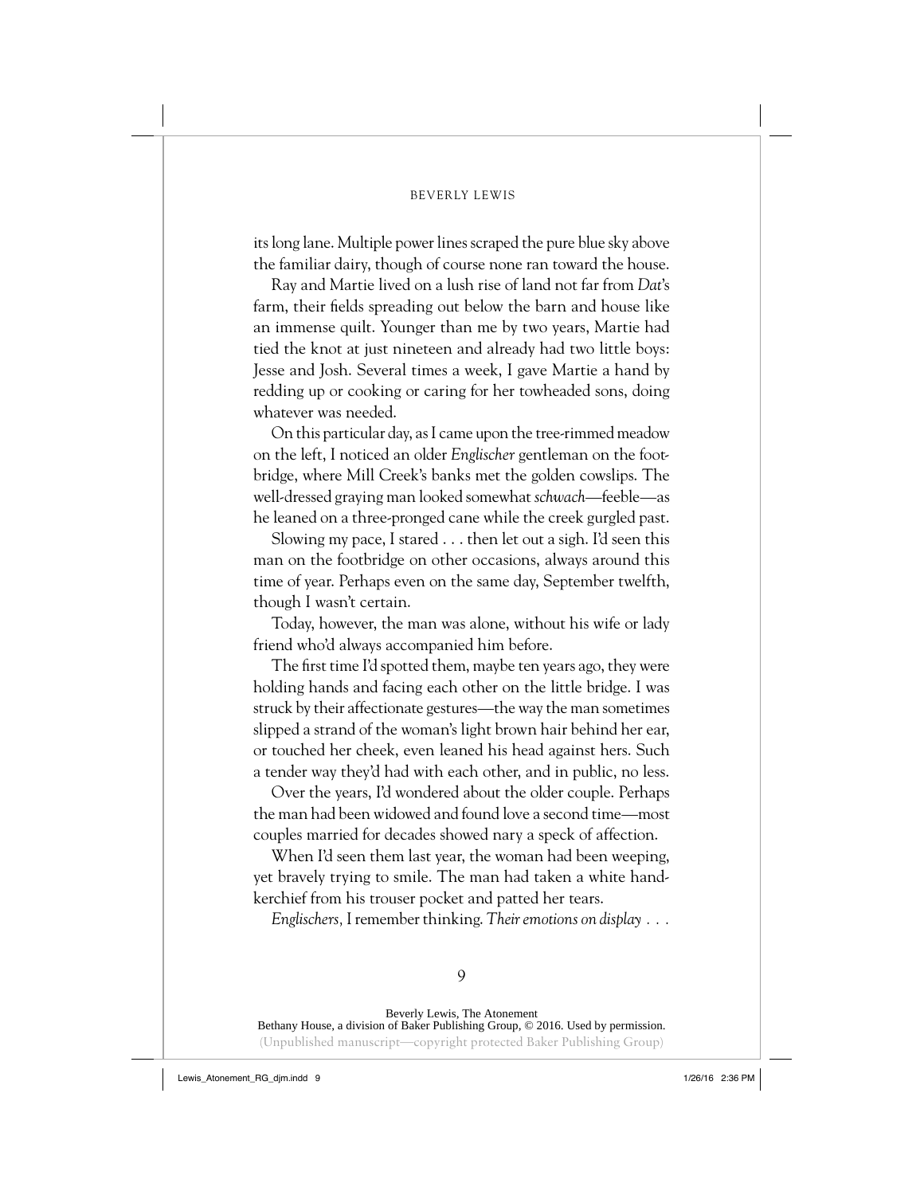its long lane. Multiple power lines scraped the pure blue sky above the familiar dairy, though of course none ran toward the house.

Ray and Martie lived on a lush rise of land not far from *Dat*'s farm, their fields spreading out below the barn and house like an immense quilt. Younger than me by two years, Martie had tied the knot at just nineteen and already had two little boys: Jesse and Josh. Several times a week, I gave Martie a hand by redding up or cooking or caring for her towheaded sons, doing whatever was needed.

On this particular day, as I came upon the tree-rimmed meadow on the left, I noticed an older *Englischer* gentleman on the footbridge, where Mill Creek's banks met the golden cowslips. The well-dressed graying man looked somewhat *schwach*—feeble—as he leaned on a three-pronged cane while the creek gurgled past.

Slowing my pace, I stared . . . then let out a sigh. I'd seen this man on the footbridge on other occasions, always around this time of year. Perhaps even on the same day, September twelfth, though I wasn't certain.

Today, however, the man was alone, without his wife or lady friend who'd always accompanied him before.

The first time I'd spotted them, maybe ten years ago, they were holding hands and facing each other on the little bridge. I was struck by their affectionate gestures—the way the man sometimes slipped a strand of the woman's light brown hair behind her ear, or touched her cheek, even leaned his head against hers. Such a tender way they'd had with each other, and in public, no less.

Over the years, I'd wondered about the older couple. Perhaps the man had been widowed and found love a second time—most couples married for decades showed nary a speck of affection.

When I'd seen them last year, the woman had been weeping, yet bravely trying to smile. The man had taken a white handkerchief from his trouser pocket and patted her tears.

*Englischers,* I remember thinking. *Their emotions on display . . .*

Beverly Lewis, The Atonement
Bethany House, a division of Baker Publishing Group, © 2016. Used by permission.
(Unpublished manuscript—copyright protected Baker Publishing Group)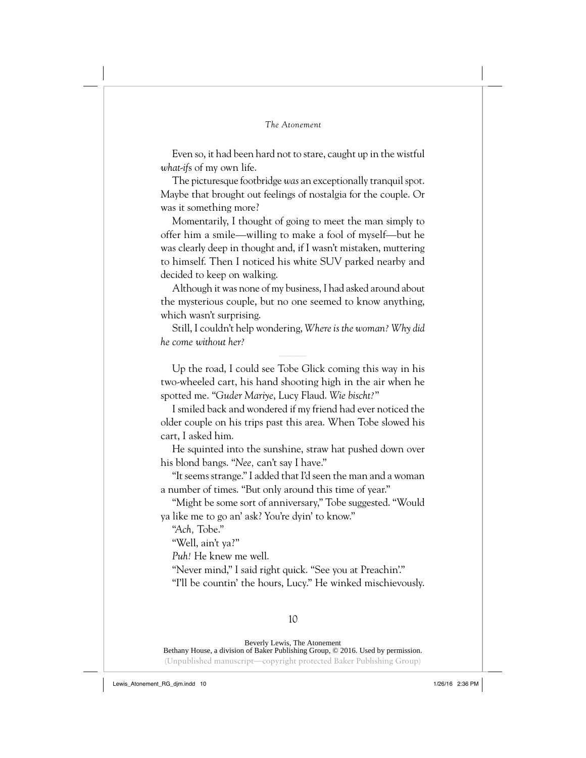Even so, it had been hard not to stare, caught up in the wistful *what-ifs* of my own life.

The picturesque footbridge *was* an exceptionally tranquil spot. Maybe that brought out feelings of nostalgia for the couple. Or was it something more?

Momentarily, I thought of going to meet the man simply to offer him a smile—willing to make a fool of myself—but he was clearly deep in thought and, if I wasn't mistaken, muttering to himself. Then I noticed his white SUV parked nearby and decided to keep on walking.

Although it was none of my business, I had asked around about the mysterious couple, but no one seemed to know anything, which wasn't surprising.

Still, I couldn't help wondering, *Where is the woman? Why did he come without her?*

---

Up the road, I could see Tobe Glick coming this way in his two-wheeled cart, his hand shooting high in the air when he spotted me. "*Guder Mariye*, Lucy Flaud. *Wie bischt?*"

I smiled back and wondered if my friend had ever noticed the older couple on his trips past this area. When Tobe slowed his cart, I asked him.

He squinted into the sunshine, straw hat pushed down over his blond bangs. "*Nee,* can't say I have."

"It seems strange." I added that I'd seen the man and a woman a number of times. "But only around this time of year."

"Might be some sort of anniversary," Tobe suggested. "Would ya like me to go an' ask? You're dyin' to know."

"*Ach,* Tobe."

"Well, ain't ya?"

*Puh!* He knew me well.

"Never mind," I said right quick. "See you at Preachin'."

"I'll be countin' the hours, Lucy." He winked mischievously.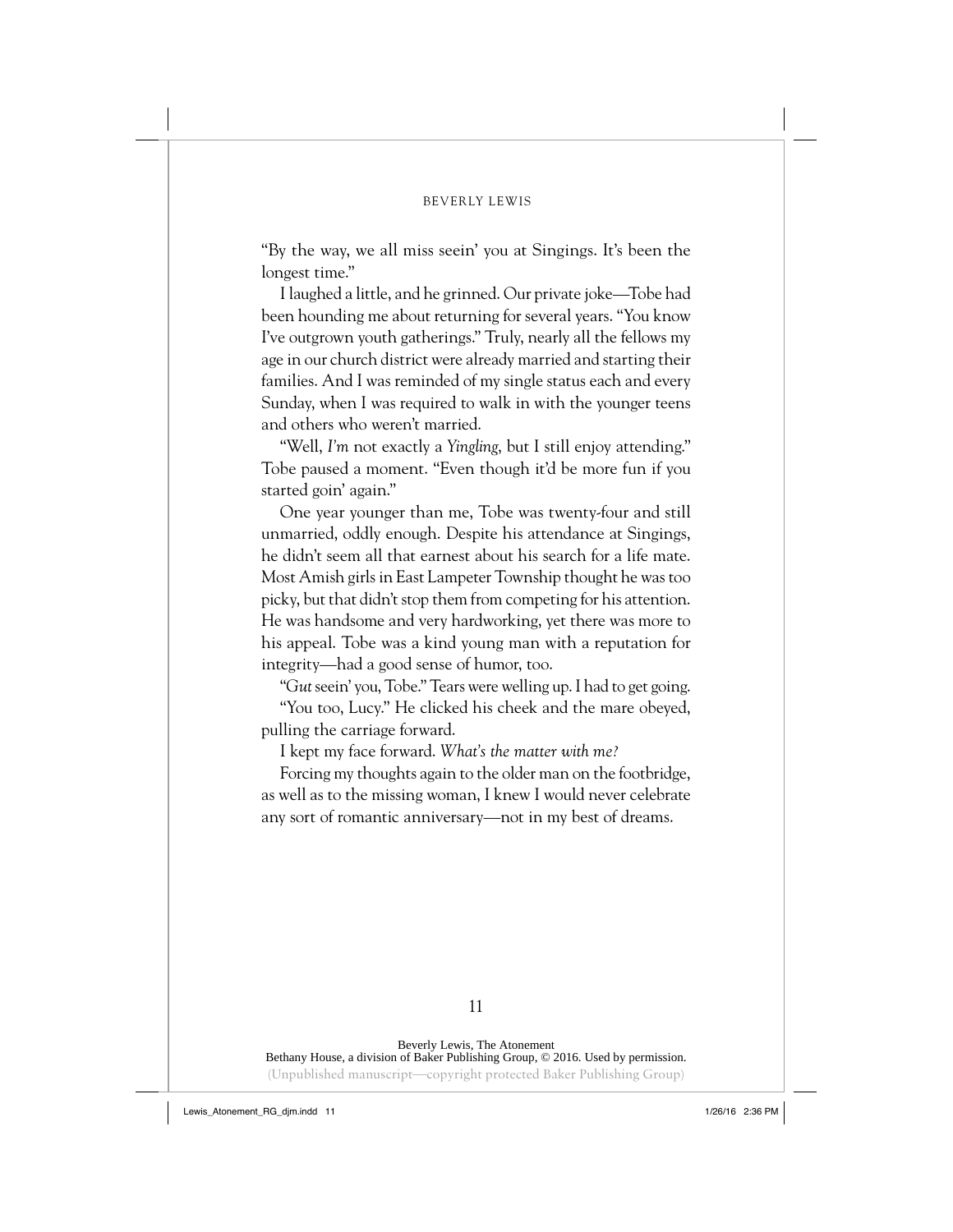"By the way, we all miss seein' you at Singings. It's been the longest time."

I laughed a little, and he grinned. Our private joke—Tobe had been hounding me about returning for several years. "You know I've outgrown youth gatherings." Truly, nearly all the fellows my age in our church district were already married and starting their families. And I was reminded of my single status each and every Sunday, when I was required to walk in with the younger teens and others who weren't married.

"Well, *I'm* not exactly a *Yingling*, but I still enjoy attending." Tobe paused a moment. "Even though it'd be more fun if you started goin' again."

One year younger than me, Tobe was twenty-four and still unmarried, oddly enough. Despite his attendance at Singings, he didn't seem all that earnest about his search for a life mate. Most Amish girls in East Lampeter Township thought he was too picky, but that didn't stop them from competing for his attention. He was handsome and very hardworking, yet there was more to his appeal. Tobe was a kind young man with a reputation for integrity—had a good sense of humor, too.

"*Gut* seein' you, Tobe." Tears were welling up. I had to get going.

"You too, Lucy." He clicked his cheek and the mare obeyed, pulling the carriage forward.

I kept my face forward. *What's the matter with me?*

Forcing my thoughts again to the older man on the footbridge, as well as to the missing woman, I knew I would never celebrate any sort of romantic anniversary—not in my best of dreams.

Beverly Lewis, The Atonement
Bethany House, a division of Baker Publishing Group, © 2016. Used by permission.
(Unpublished manuscript—copyright protected Baker Publishing Group)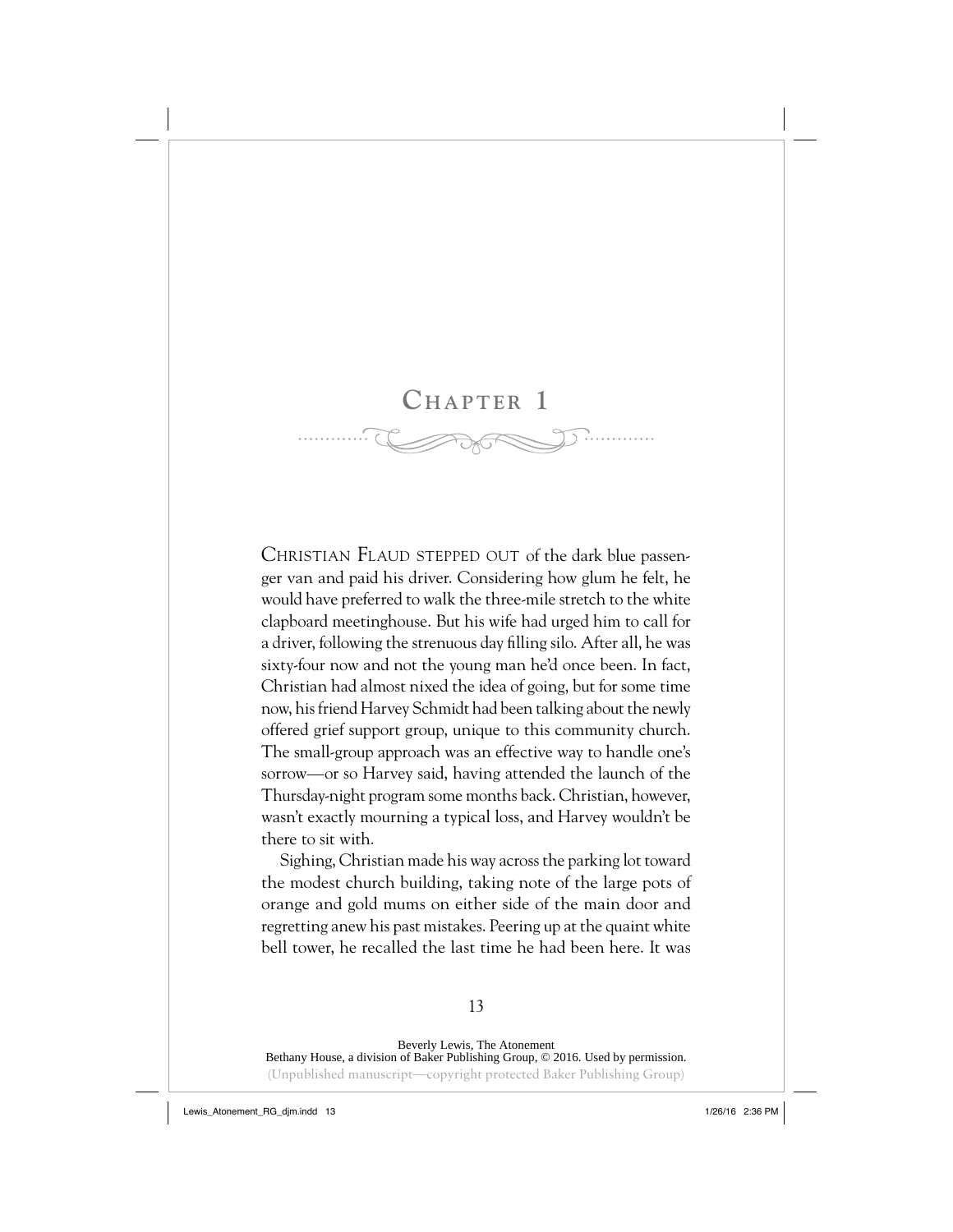# Chapter 1

Christian Flaud stepped out of the dark blue passenger van and paid his driver. Considering how glum he felt, he would have preferred to walk the three-mile stretch to the white clapboard meetinghouse. But his wife had urged him to call for a driver, following the strenuous day filling silo. After all, he was sixty-four now and not the young man he'd once been. In fact, Christian had almost nixed the idea of going, but for some time now, his friend Harvey Schmidt had been talking about the newly offered grief support group, unique to this community church. The small-group approach was an effective way to handle one's sorrow—or so Harvey said, having attended the launch of the Thursday-night program some months back. Christian, however, wasn't exactly mourning a typical loss, and Harvey wouldn't be there to sit with.

Sighing, Christian made his way across the parking lot toward the modest church building, taking note of the large pots of orange and gold mums on either side of the main door and regretting anew his past mistakes. Peering up at the quaint white bell tower, he recalled the last time he had been here. It was

Beverly Lewis, The Atonement
Bethany House, a division of Baker Publishing Group, © 2016. Used by permission.
(Unpublished manuscript—copyright protected Baker Publishing Group)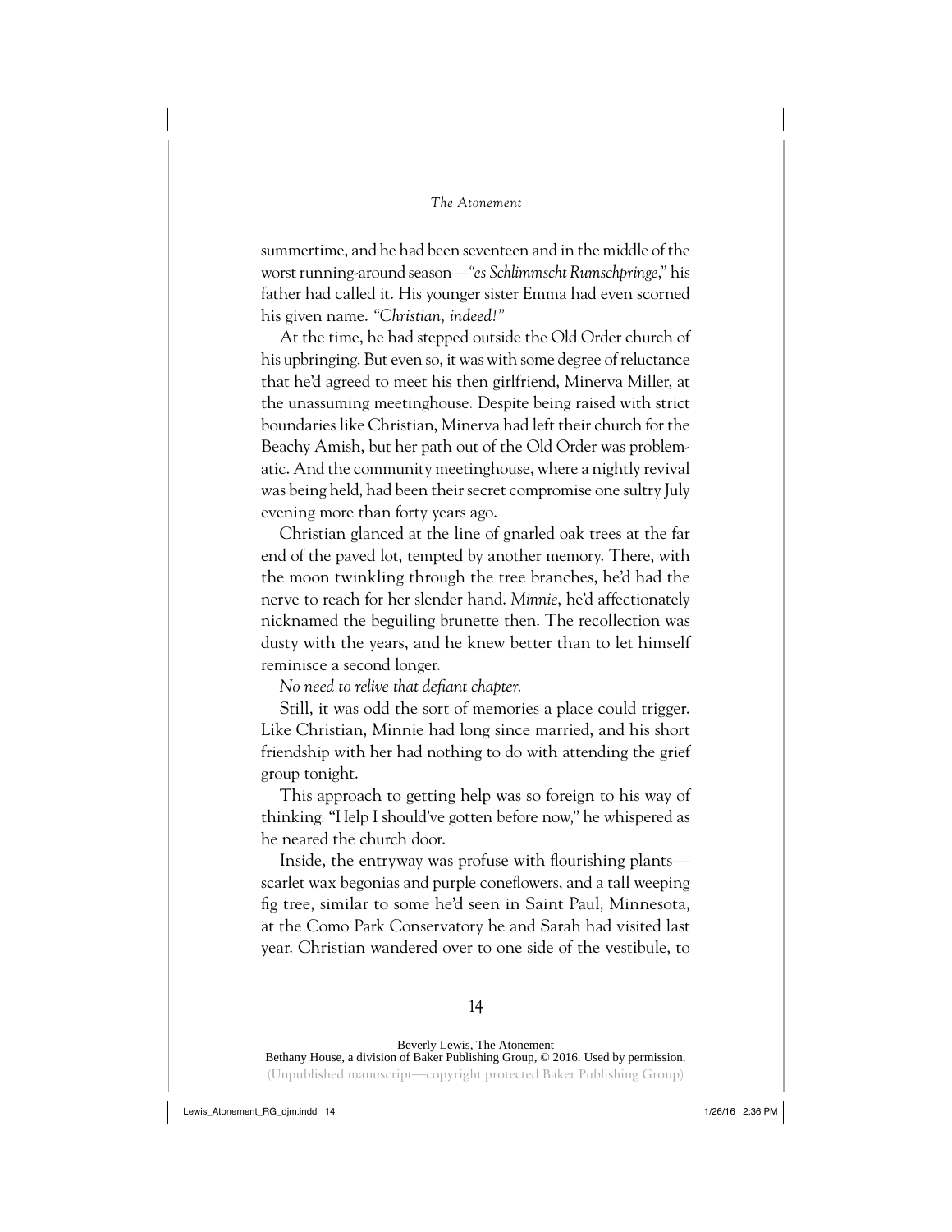summertime, and he had been seventeen and in the middle of the worst running-around season—*"es Schlimmscht Rumschpringe,"* his father had called it. His younger sister Emma had even scorned his given name. *"Christian, indeed!"*

At the time, he had stepped outside the Old Order church of his upbringing. But even so, it was with some degree of reluctance that he'd agreed to meet his then girlfriend, Minerva Miller, at the unassuming meetinghouse. Despite being raised with strict boundaries like Christian, Minerva had left their church for the Beachy Amish, but her path out of the Old Order was problematic. And the community meetinghouse, where a nightly revival was being held, had been their secret compromise one sultry July evening more than forty years ago.

Christian glanced at the line of gnarled oak trees at the far end of the paved lot, tempted by another memory. There, with the moon twinkling through the tree branches, he'd had the nerve to reach for her slender hand. *Minnie*, he'd affectionately nicknamed the beguiling brunette then. The recollection was dusty with the years, and he knew better than to let himself reminisce a second longer.

*No need to relive that defiant chapter.*

Still, it was odd the sort of memories a place could trigger. Like Christian, Minnie had long since married, and his short friendship with her had nothing to do with attending the grief group tonight.

This approach to getting help was so foreign to his way of thinking. "Help I should've gotten before now," he whispered as he neared the church door.

Inside, the entryway was profuse with flourishing plants—scarlet wax begonias and purple coneflowers, and a tall weeping fig tree, similar to some he'd seen in Saint Paul, Minnesota, at the Como Park Conservatory he and Sarah had visited last year. Christian wandered over to one side of the vestibule, to

Beverly Lewis, The Atonement
Bethany House, a division of Baker Publishing Group, © 2016. Used by permission.
(Unpublished manuscript—copyright protected Baker Publishing Group)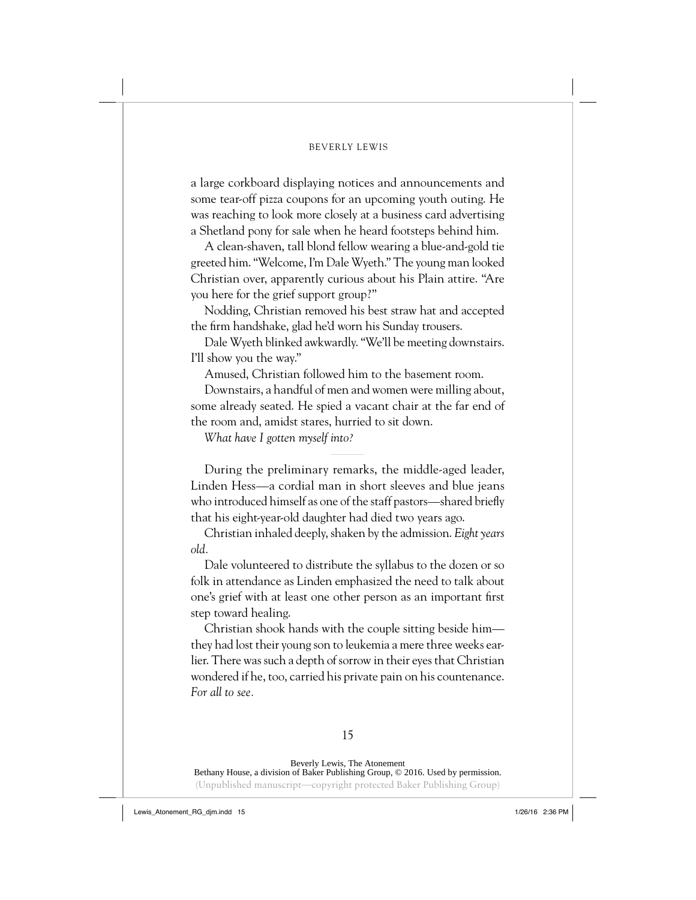a large corkboard displaying notices and announcements and some tear-off pizza coupons for an upcoming youth outing. He was reaching to look more closely at a business card advertising a Shetland pony for sale when he heard footsteps behind him.

A clean-shaven, tall blond fellow wearing a blue-and-gold tie greeted him. "Welcome, I'm Dale Wyeth." The young man looked Christian over, apparently curious about his Plain attire. "Are you here for the grief support group?"

Nodding, Christian removed his best straw hat and accepted the firm handshake, glad he'd worn his Sunday trousers.

Dale Wyeth blinked awkwardly. "We'll be meeting downstairs. I'll show you the way."

Amused, Christian followed him to the basement room.

Downstairs, a handful of men and women were milling about, some already seated. He spied a vacant chair at the far end of the room and, amidst stares, hurried to sit down.

*What have I gotten myself into?*

---

During the preliminary remarks, the middle-aged leader, Linden Hess—a cordial man in short sleeves and blue jeans who introduced himself as one of the staff pastors—shared briefly that his eight-year-old daughter had died two years ago.

Christian inhaled deeply, shaken by the admission. *Eight years old.*

Dale volunteered to distribute the syllabus to the dozen or so folk in attendance as Linden emphasized the need to talk about one's grief with at least one other person as an important first step toward healing.

Christian shook hands with the couple sitting beside him—they had lost their young son to leukemia a mere three weeks earlier. There was such a depth of sorrow in their eyes that Christian wondered if he, too, carried his private pain on his countenance. *For all to see.*

Beverly Lewis, The Atonement
Bethany House, a division of Baker Publishing Group, © 2016. Used by permission.
(Unpublished manuscript—copyright protected Baker Publishing Group)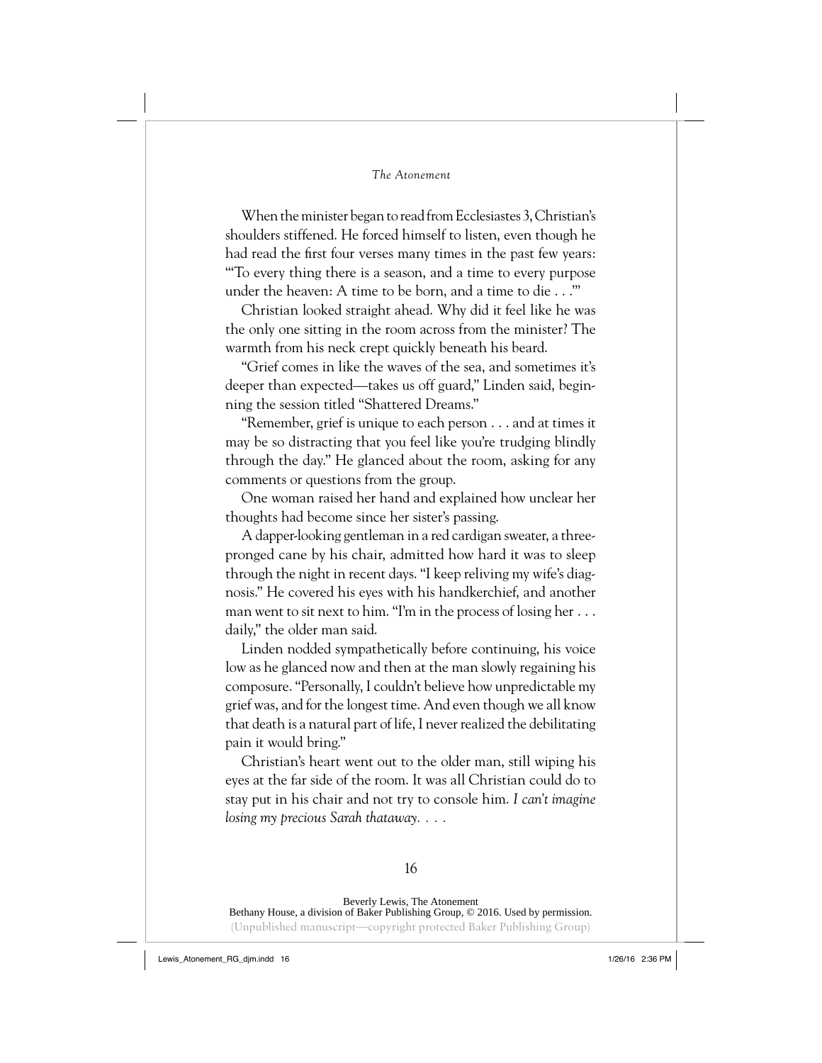When the minister began to read from Ecclesiastes 3, Christian's shoulders stiffened. He forced himself to listen, even though he had read the first four verses many times in the past few years: "'To every thing there is a season, and a time to every purpose under the heaven: A time to be born, and a time to die . . .'"

Christian looked straight ahead. Why did it feel like he was the only one sitting in the room across from the minister? The warmth from his neck crept quickly beneath his beard.

"Grief comes in like the waves of the sea, and sometimes it's deeper than expected—takes us off guard," Linden said, beginning the session titled "Shattered Dreams."

"Remember, grief is unique to each person . . . and at times it may be so distracting that you feel like you're trudging blindly through the day." He glanced about the room, asking for any comments or questions from the group.

One woman raised her hand and explained how unclear her thoughts had become since her sister's passing.

A dapper-looking gentleman in a red cardigan sweater, a three-pronged cane by his chair, admitted how hard it was to sleep through the night in recent days. "I keep reliving my wife's diagnosis." He covered his eyes with his handkerchief, and another man went to sit next to him. "I'm in the process of losing her . . . daily," the older man said.

Linden nodded sympathetically before continuing, his voice low as he glanced now and then at the man slowly regaining his composure. "Personally, I couldn't believe how unpredictable my grief was, and for the longest time. And even though we all know that death is a natural part of life, I never realized the debilitating pain it would bring."

Christian's heart went out to the older man, still wiping his eyes at the far side of the room. It was all Christian could do to stay put in his chair and not try to console him. *I can't imagine losing my precious Sarah thataway. . . .*

Beverly Lewis, The Atonement
Bethany House, a division of Baker Publishing Group, © 2016. Used by permission.
(Unpublished manuscript—copyright protected Baker Publishing Group)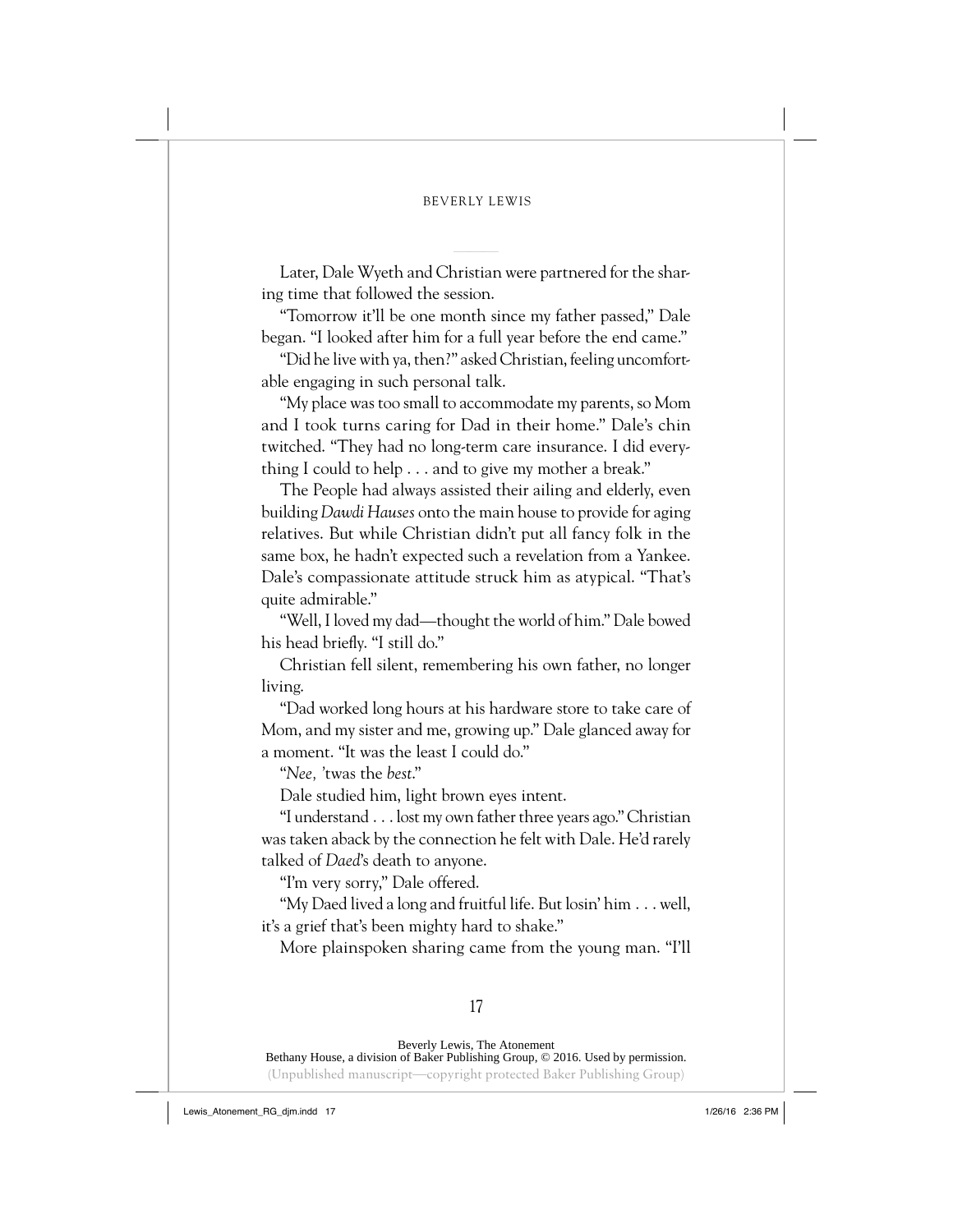Later, Dale Wyeth and Christian were partnered for the sharing time that followed the session.

"Tomorrow it'll be one month since my father passed," Dale began. "I looked after him for a full year before the end came."

"Did he live with ya, then?" asked Christian, feeling uncomfortable engaging in such personal talk.

"My place was too small to accommodate my parents, so Mom and I took turns caring for Dad in their home." Dale's chin twitched. "They had no long-term care insurance. I did everything I could to help . . . and to give my mother a break."

The People had always assisted their ailing and elderly, even building *Dawdi Hauses* onto the main house to provide for aging relatives. But while Christian didn't put all fancy folk in the same box, he hadn't expected such a revelation from a Yankee. Dale's compassionate attitude struck him as atypical. "That's quite admirable."

"Well, I loved my dad—thought the world of him." Dale bowed his head briefly. "I still do."

Christian fell silent, remembering his own father, no longer living.

"Dad worked long hours at his hardware store to take care of Mom, and my sister and me, growing up." Dale glanced away for a moment. "It was the least I could do."

"*Nee,* 'twas the *best*."

Dale studied him, light brown eyes intent.

"I understand . . . lost my own father three years ago." Christian was taken aback by the connection he felt with Dale. He'd rarely talked of *Daed*'s death to anyone.

"I'm very sorry," Dale offered.

"My Daed lived a long and fruitful life. But losin' him . . . well, it's a grief that's been mighty hard to shake."

More plainspoken sharing came from the young man. "I'll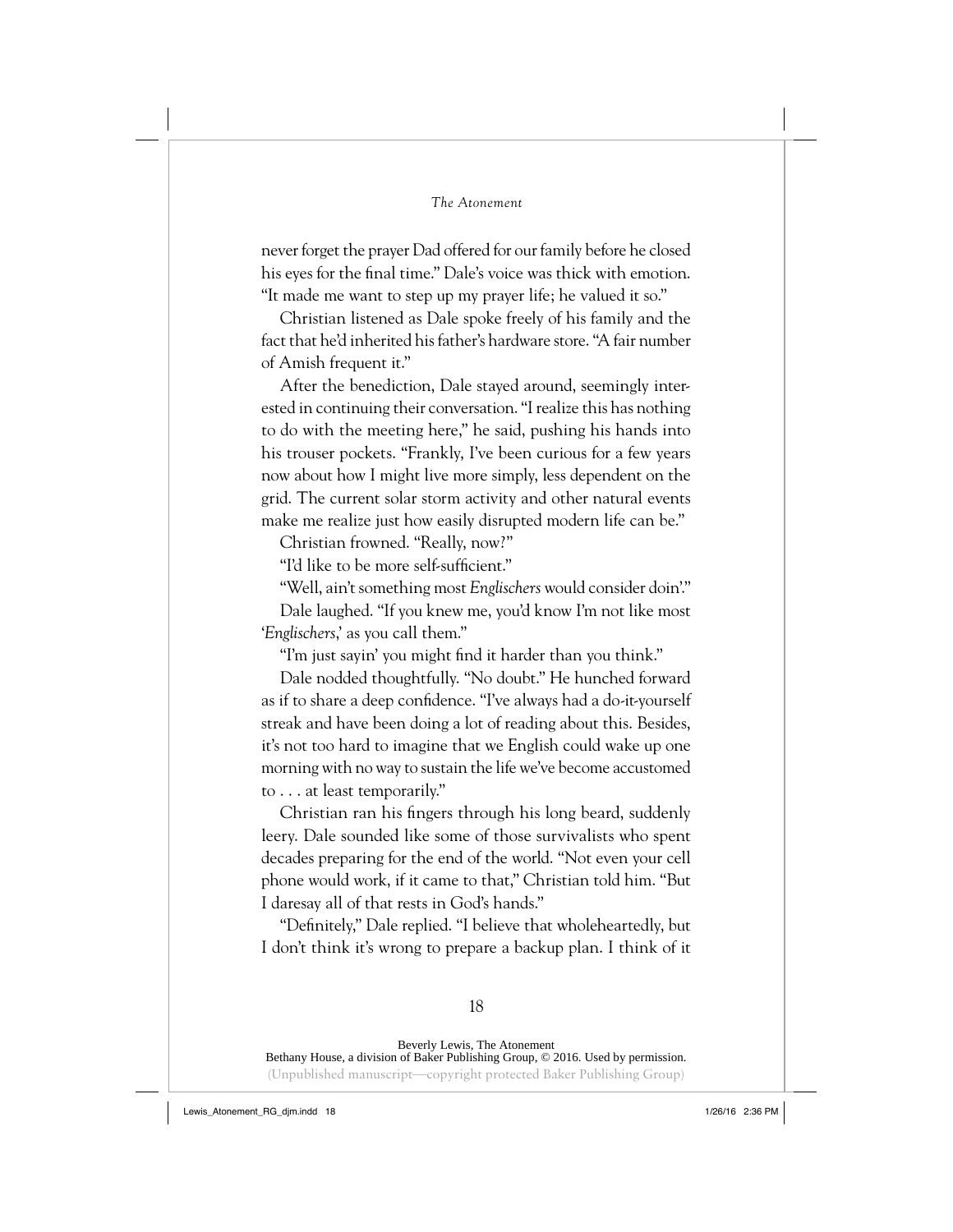never forget the prayer Dad offered for our family before he closed his eyes for the final time." Dale's voice was thick with emotion. "It made me want to step up my prayer life; he valued it so."

Christian listened as Dale spoke freely of his family and the fact that he'd inherited his father's hardware store. "A fair number of Amish frequent it."

After the benediction, Dale stayed around, seemingly interested in continuing their conversation. "I realize this has nothing to do with the meeting here," he said, pushing his hands into his trouser pockets. "Frankly, I've been curious for a few years now about how I might live more simply, less dependent on the grid. The current solar storm activity and other natural events make me realize just how easily disrupted modern life can be."

Christian frowned. "Really, now?"

"I'd like to be more self-sufficient."

"Well, ain't something most *Englischers* would consider doin'."

Dale laughed. "If you knew me, you'd know I'm not like most '*Englischers*,' as you call them."

"I'm just sayin' you might find it harder than you think."

Dale nodded thoughtfully. "No doubt." He hunched forward as if to share a deep confidence. "I've always had a do-it-yourself streak and have been doing a lot of reading about this. Besides, it's not too hard to imagine that we English could wake up one morning with no way to sustain the life we've become accustomed to . . . at least temporarily."

Christian ran his fingers through his long beard, suddenly leery. Dale sounded like some of those survivalists who spent decades preparing for the end of the world. "Not even your cell phone would work, if it came to that," Christian told him. "But I daresay all of that rests in God's hands."

"Definitely," Dale replied. "I believe that wholeheartedly, but I don't think it's wrong to prepare a backup plan. I think of it

Beverly Lewis, The Atonement
Bethany House, a division of Baker Publishing Group, © 2016. Used by permission.
(Unpublished manuscript—copyright protected Baker Publishing Group)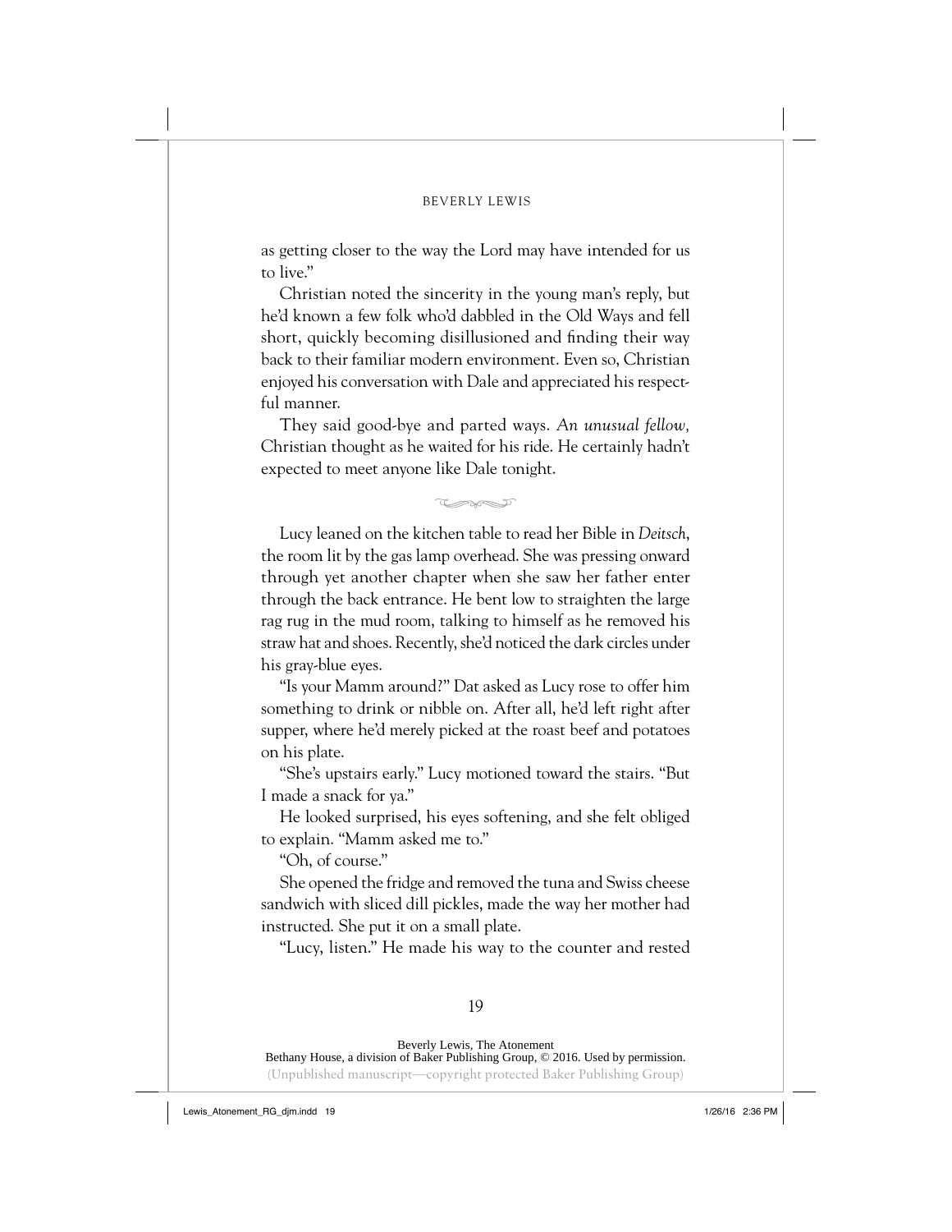as getting closer to the way the Lord may have intended for us to live."

Christian noted the sincerity in the young man's reply, but he'd known a few folk who'd dabbled in the Old Ways and fell short, quickly becoming disillusioned and finding their way back to their familiar modern environment. Even so, Christian enjoyed his conversation with Dale and appreciated his respectful manner.

They said good-bye and parted ways. *An unusual fellow,* Christian thought as he waited for his ride. He certainly hadn't expected to meet anyone like Dale tonight.

---

Lucy leaned on the kitchen table to read her Bible in *Deitsch*, the room lit by the gas lamp overhead. She was pressing onward through yet another chapter when she saw her father enter through the back entrance. He bent low to straighten the large rag rug in the mud room, talking to himself as he removed his straw hat and shoes. Recently, she'd noticed the dark circles under his gray-blue eyes.

"Is your Mamm around?" Dat asked as Lucy rose to offer him something to drink or nibble on. After all, he'd left right after supper, where he'd merely picked at the roast beef and potatoes on his plate.

"She's upstairs early." Lucy motioned toward the stairs. "But I made a snack for ya."

He looked surprised, his eyes softening, and she felt obliged to explain. "Mamm asked me to."

"Oh, of course."

She opened the fridge and removed the tuna and Swiss cheese sandwich with sliced dill pickles, made the way her mother had instructed. She put it on a small plate.

"Lucy, listen." He made his way to the counter and rested

Beverly Lewis, The Atonement
Bethany House, a division of Baker Publishing Group, © 2016. Used by permission.
(Unpublished manuscript—copyright protected Baker Publishing Group)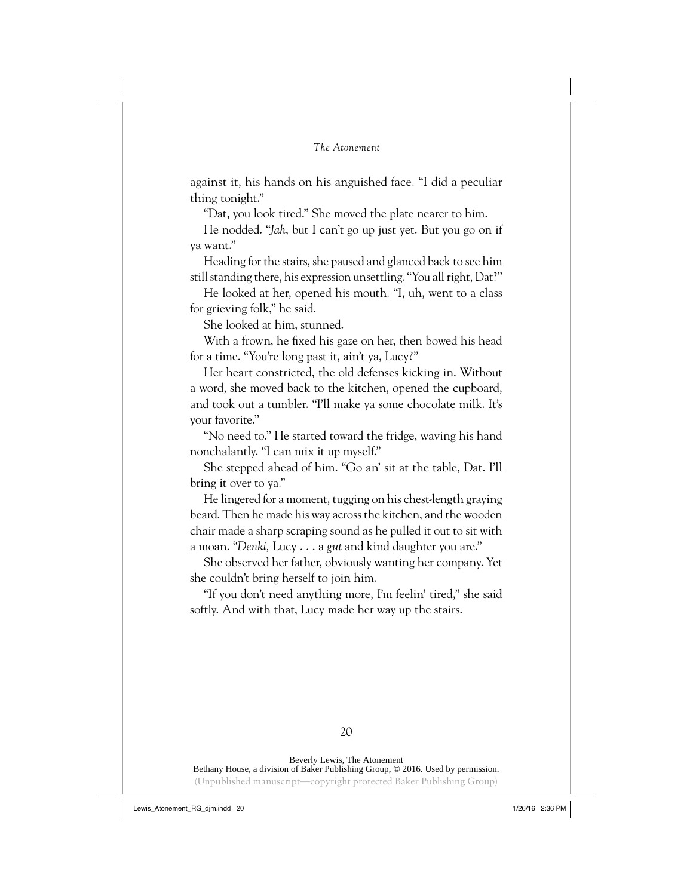against it, his hands on his anguished face. "I did a peculiar thing tonight."

"Dat, you look tired." She moved the plate nearer to him.

He nodded. "*Jah*, but I can't go up just yet. But you go on if ya want."

Heading for the stairs, she paused and glanced back to see him still standing there, his expression unsettling. "You all right, Dat?"

He looked at her, opened his mouth. "I, uh, went to a class for grieving folk," he said.

She looked at him, stunned.

With a frown, he fixed his gaze on her, then bowed his head for a time. "You're long past it, ain't ya, Lucy?"

Her heart constricted, the old defenses kicking in. Without a word, she moved back to the kitchen, opened the cupboard, and took out a tumbler. "I'll make ya some chocolate milk. It's your favorite."

"No need to." He started toward the fridge, waving his hand nonchalantly. "I can mix it up myself."

She stepped ahead of him. "Go an' sit at the table, Dat. I'll bring it over to ya."

He lingered for a moment, tugging on his chest-length graying beard. Then he made his way across the kitchen, and the wooden chair made a sharp scraping sound as he pulled it out to sit with a moan. "*Denki,* Lucy . . . a *gut* and kind daughter you are."

She observed her father, obviously wanting her company. Yet she couldn't bring herself to join him.

"If you don't need anything more, I'm feelin' tired," she said softly. And with that, Lucy made her way up the stairs.

Beverly Lewis, The Atonement
Bethany House, a division of Baker Publishing Group, © 2016. Used by permission.
(Unpublished manuscript—copyright protected Baker Publishing Group)